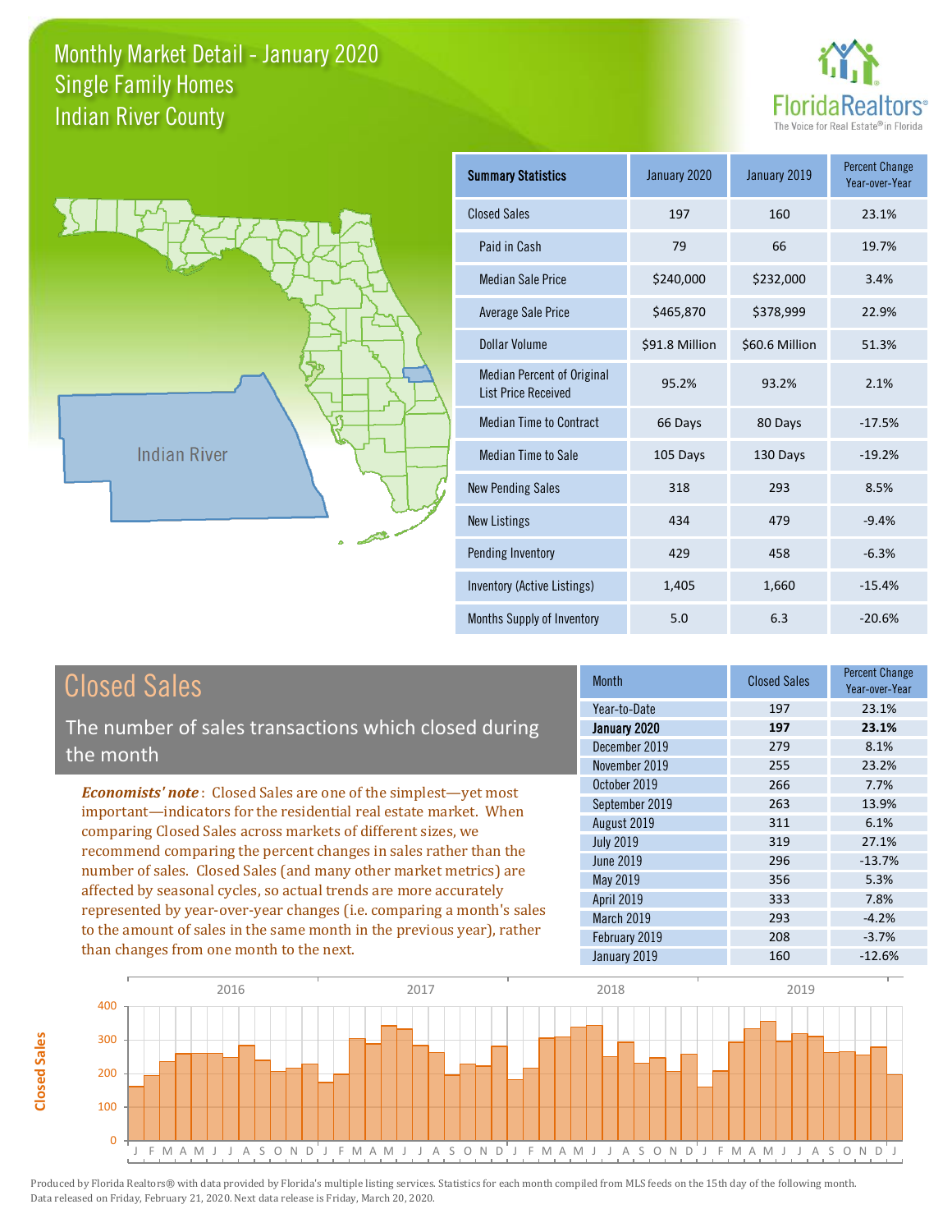# Monthly Market Detail - January 2020
## Single Family Homes
## Indian River County

FloridaRealtors®
The Voice for Real Estate® in Florida

Indian River

| Summary Statistics | January 2020 | January 2019 | Percent Change Year-over-Year |
|---|---|---|---|
| Closed Sales | 197 | 160 | 23.1% |
| Paid in Cash | 79 | 66 | 19.7% |
| Median Sale Price | $240,000 | $232,000 | 3.4% |
| Average Sale Price | $465,870 | $378,999 | 22.9% |
| Dollar Volume | $91.8 Million | $60.6 Million | 51.3% |
| Median Percent of Original List Price Received | 95.2% | 93.2% | 2.1% |
| Median Time to Contract | 66 Days | 80 Days | -17.5% |
| Median Time to Sale | 105 Days | 130 Days | -19.2% |
| New Pending Sales | 318 | 293 | 8.5% |
| New Listings | 434 | 479 | -9.4% |
| Pending Inventory | 429 | 458 | -6.3% |
| Inventory (Active Listings) | 1,405 | 1,660 | -15.4% |
| Months Supply of Inventory | 5.0 | 6.3 | -20.6% |

## Closed Sales

The number of sales transactions which closed during the month

*Economists' note*: Closed Sales are one of the simplest—yet most important—indicators for the residential real estate market. When comparing Closed Sales across markets of different sizes, we recommend comparing the percent changes in sales rather than the number of sales. Closed Sales (and many other market metrics) are affected by seasonal cycles, so actual trends are more accurately represented by year-over-year changes (i.e. comparing a month's sales to the amount of sales in the same month in the previous year), rather than changes from one month to the next.

| Month | Closed Sales | Percent Change Year-over-Year |
|---|---|---|
| Year-to-Date | 197 | 23.1% |
| **January 2020** | **197** | **23.1%** |
| December 2019 | 279 | 8.1% |
| November 2019 | 255 | 23.2% |
| October 2019 | 266 | 7.7% |
| September 2019 | 263 | 13.9% |
| August 2019 | 311 | 6.1% |
| July 2019 | 319 | 27.1% |
| June 2019 | 296 | -13.7% |
| May 2019 | 356 | 5.3% |
| April 2019 | 333 | 7.8% |
| March 2019 | 293 | -4.2% |
| February 2019 | 208 | -3.7% |
| January 2019 | 160 | -12.6% |

Produced by Florida Realtors® with data provided by Florida's multiple listing services. Statistics for each month compiled from MLS feeds on the 15th day of the following month. Data released on Friday, February 21, 2020. Next data release is Friday, March 20, 2020.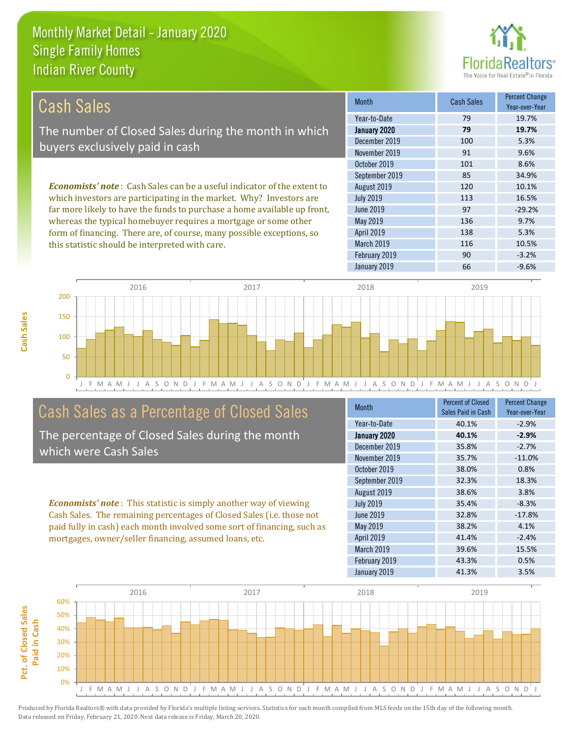# Monthly Market Detail - January 2020
## Single Family Homes
## Indian River County

## Cash Sales

The number of Closed Sales during the month in which buyers exclusively paid in cash

*Economists' note*: Cash Sales can be a useful indicator of the extent to which investors are participating in the market. Why? Investors are far more likely to have the funds to purchase a home available up front, whereas the typical homebuyer requires a mortgage or some other form of financing. There are, of course, many possible exceptions, so this statistic should be interpreted with care.

| Month | Cash Sales | Percent Change Year-over-Year |
|---|---|---|
| Year-to-Date | 79 | 19.7% |
| **January 2020** | **79** | **19.7%** |
| December 2019 | 100 | 5.3% |
| November 2019 | 91 | 9.6% |
| October 2019 | 101 | 8.6% |
| September 2019 | 85 | 34.9% |
| August 2019 | 120 | 10.1% |
| July 2019 | 113 | 16.5% |
| June 2019 | 97 | -29.2% |
| May 2019 | 136 | 9.7% |
| April 2019 | 138 | 5.3% |
| March 2019 | 116 | 10.5% |
| February 2019 | 90 | -3.2% |
| January 2019 | 66 | -9.6% |

## Cash Sales as a Percentage of Closed Sales

The percentage of Closed Sales during the month which were Cash Sales

*Economists' note*: This statistic is simply another way of viewing Cash Sales. The remaining percentages of Closed Sales (i.e. those not paid fully in cash) each month involved some sort of financing, such as mortgages, owner/seller financing, assumed loans, etc.

| Month | Percent of Closed Sales Paid in Cash | Percent Change Year-over-Year |
|---|---|---|
| Year-to-Date | 40.1% | -2.9% |
| **January 2020** | **40.1%** | **-2.9%** |
| December 2019 | 35.8% | -2.7% |
| November 2019 | 35.7% | -11.0% |
| October 2019 | 38.0% | 0.8% |
| September 2019 | 32.3% | 18.3% |
| August 2019 | 38.6% | 3.8% |
| July 2019 | 35.4% | -8.3% |
| June 2019 | 32.8% | -17.8% |
| May 2019 | 38.2% | 4.1% |
| April 2019 | 41.4% | -2.4% |
| March 2019 | 39.6% | 15.5% |
| February 2019 | 43.3% | 0.5% |
| January 2019 | 41.3% | 3.5% |

Produced by Florida Realtors® with data provided by Florida's multiple listing services. Statistics for each month compiled from MLS feeds on the 15th day of the following month. Data released on Friday, February 21, 2020. Next data release is Friday, March 20, 2020.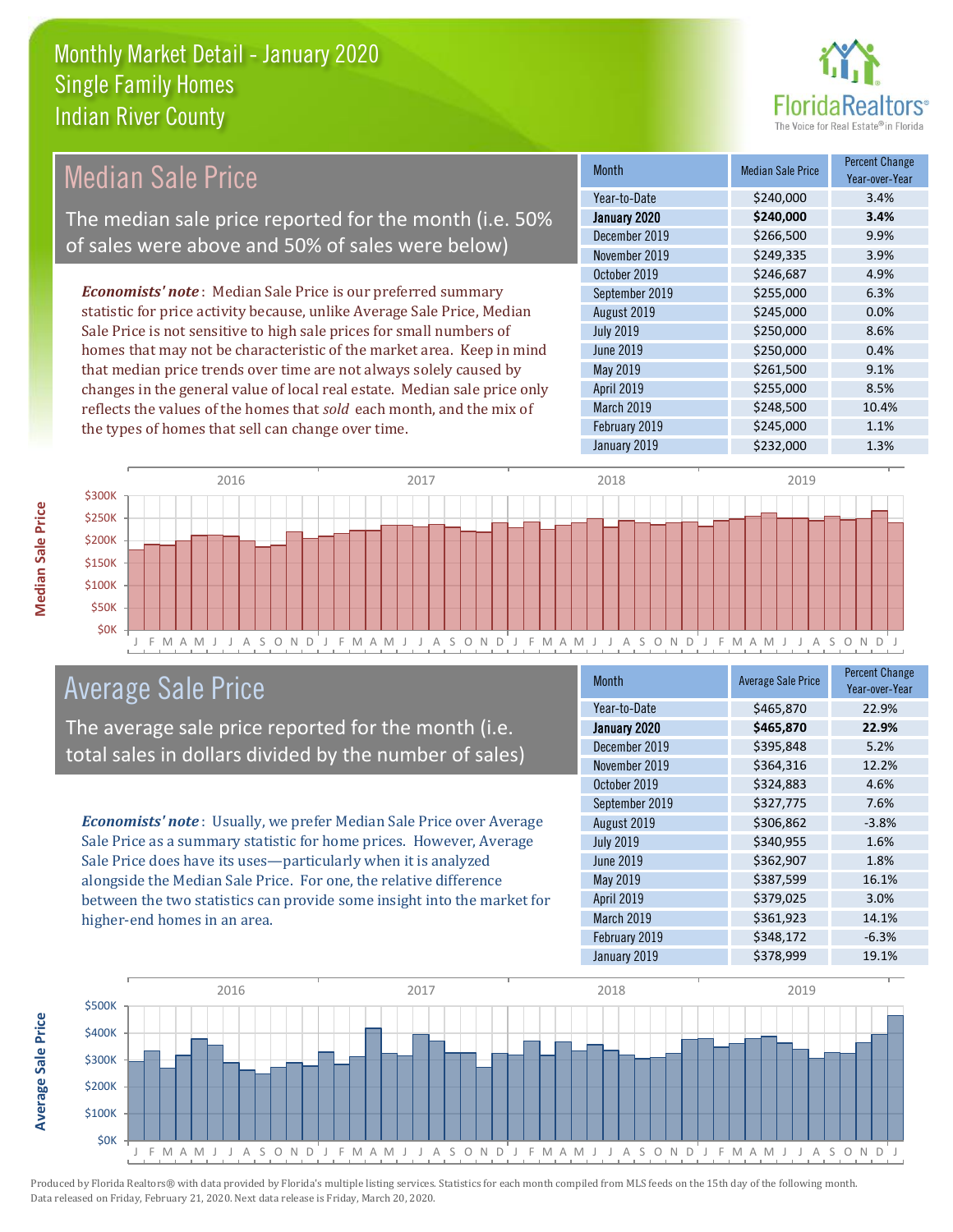# Monthly Market Detail - January 2020
## Single Family Homes
## Indian River County

## Median Sale Price

The median sale price reported for the month (i.e. 50% of sales were above and 50% of sales were below)

*Economists' note*: Median Sale Price is our preferred summary statistic for price activity because, unlike Average Sale Price, Median Sale Price is not sensitive to high sale prices for small numbers of homes that may not be characteristic of the market area. Keep in mind that median price trends over time are not always solely caused by changes in the general value of local real estate. Median sale price only reflects the values of the homes that *sold* each month, and the mix of the types of homes that sell can change over time.

| Month | Median Sale Price | Percent Change Year-over-Year |
|---|---|---|
| Year-to-Date | $240,000 | 3.4% |
| **January 2020** | **$240,000** | **3.4%** |
| December 2019 | $266,500 | 9.9% |
| November 2019 | $249,335 | 3.9% |
| October 2019 | $246,687 | 4.9% |
| September 2019 | $255,000 | 6.3% |
| August 2019 | $245,000 | 0.0% |
| July 2019 | $250,000 | 8.6% |
| June 2019 | $250,000 | 0.4% |
| May 2019 | $261,500 | 9.1% |
| April 2019 | $255,000 | 8.5% |
| March 2019 | $248,500 | 10.4% |
| February 2019 | $245,000 | 1.1% |
| January 2019 | $232,000 | 1.3% |

## Average Sale Price

The average sale price reported for the month (i.e. total sales in dollars divided by the number of sales)

*Economists' note*: Usually, we prefer Median Sale Price over Average Sale Price as a summary statistic for home prices. However, Average Sale Price does have its uses—particularly when it is analyzed alongside the Median Sale Price. For one, the relative difference between the two statistics can provide some insight into the market for higher-end homes in an area.

| Month | Average Sale Price | Percent Change Year-over-Year |
|---|---|---|
| Year-to-Date | $465,870 | 22.9% |
| **January 2020** | **$465,870** | **22.9%** |
| December 2019 | $395,848 | 5.2% |
| November 2019 | $364,316 | 12.2% |
| October 2019 | $324,883 | 4.6% |
| September 2019 | $327,775 | 7.6% |
| August 2019 | $306,862 | -3.8% |
| July 2019 | $340,955 | 1.6% |
| June 2019 | $362,907 | 1.8% |
| May 2019 | $387,599 | 16.1% |
| April 2019 | $379,025 | 3.0% |
| March 2019 | $361,923 | 14.1% |
| February 2019 | $348,172 | -6.3% |
| January 2019 | $378,999 | 19.1% |

Produced by Florida Realtors® with data provided by Florida's multiple listing services. Statistics for each month compiled from MLS feeds on the 15th day of the following month. Data released on Friday, February 21, 2020. Next data release is Friday, March 20, 2020.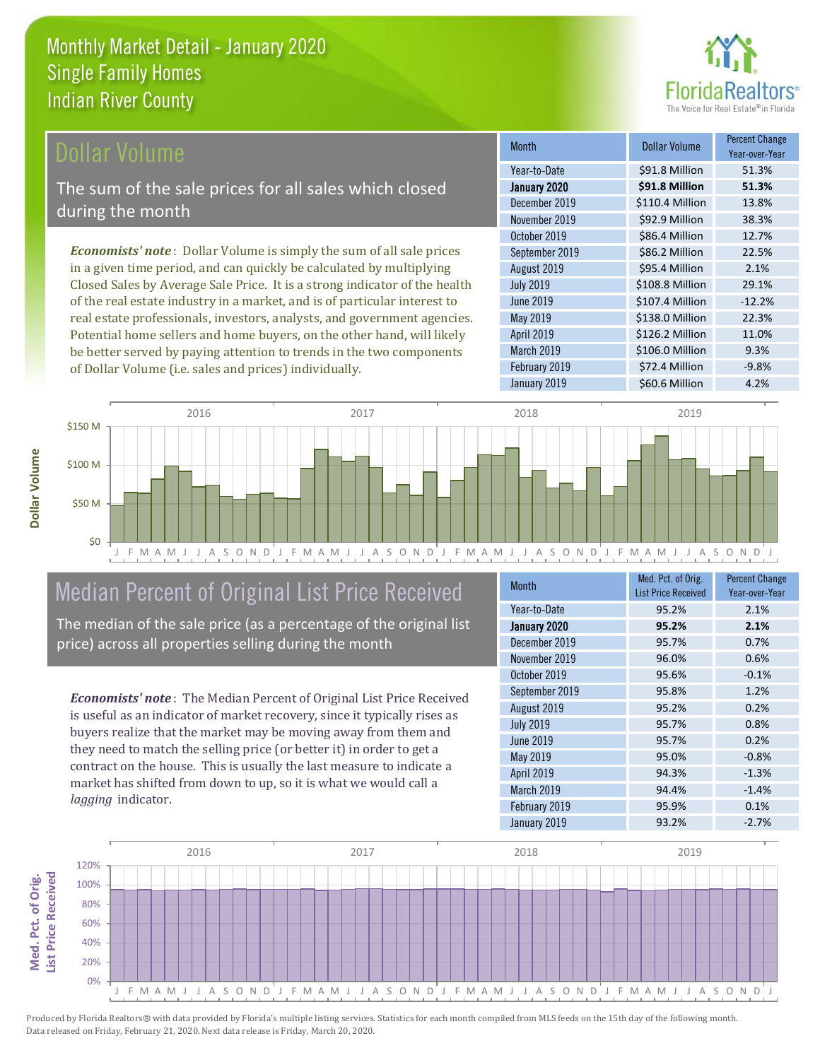Monthly Market Detail - January 2020
Single Family Homes
Indian River County

## Dollar Volume

The sum of the sale prices for all sales which closed during the month

*Economists' note*: Dollar Volume is simply the sum of all sale prices in a given time period, and can quickly be calculated by multiplying Closed Sales by Average Sale Price. It is a strong indicator of the health of the real estate industry in a market, and is of particular interest to real estate professionals, investors, analysts, and government agencies. Potential home sellers and home buyers, on the other hand, will likely be better served by paying attention to trends in the two components of Dollar Volume (i.e. sales and prices) individually.

| Month | Dollar Volume | Percent Change Year-over-Year |
|---|---|---|
| Year-to-Date | $91.8 Million | 51.3% |
| **January 2020** | **$91.8 Million** | **51.3%** |
| December 2019 | $110.4 Million | 13.8% |
| November 2019 | $92.9 Million | 38.3% |
| October 2019 | $86.4 Million | 12.7% |
| September 2019 | $86.2 Million | 22.5% |
| August 2019 | $95.4 Million | 2.1% |
| July 2019 | $108.8 Million | 29.1% |
| June 2019 | $107.4 Million | -12.2% |
| May 2019 | $138.0 Million | 22.3% |
| April 2019 | $126.2 Million | 11.0% |
| March 2019 | $106.0 Million | 9.3% |
| February 2019 | $72.4 Million | -9.8% |
| January 2019 | $60.6 Million | 4.2% |

## Median Percent of Original List Price Received

The median of the sale price (as a percentage of the original list price) across all properties selling during the month

*Economists' note*: The Median Percent of Original List Price Received is useful as an indicator of market recovery, since it typically rises as buyers realize that the market may be moving away from them and they need to match the selling price (or better it) in order to get a contract on the house. This is usually the last measure to indicate a market has shifted from down to up, so it is what we would call a *lagging* indicator.

| Month | Med. Pct. of Orig. List Price Received | Percent Change Year-over-Year |
|---|---|---|
| Year-to-Date | 95.2% | 2.1% |
| **January 2020** | **95.2%** | **2.1%** |
| December 2019 | 95.7% | 0.7% |
| November 2019 | 96.0% | 0.6% |
| October 2019 | 95.6% | -0.1% |
| September 2019 | 95.8% | 1.2% |
| August 2019 | 95.2% | 0.2% |
| July 2019 | 95.7% | 0.8% |
| June 2019 | 95.7% | 0.2% |
| May 2019 | 95.0% | -0.8% |
| April 2019 | 94.3% | -1.3% |
| March 2019 | 94.4% | -1.4% |
| February 2019 | 95.9% | 0.1% |
| January 2019 | 93.2% | -2.7% |

Produced by Florida Realtors® with data provided by Florida's multiple listing services. Statistics for each month compiled from MLS feeds on the 15th day of the following month. Data released on Friday, February 21, 2020. Next data release is Friday, March 20, 2020.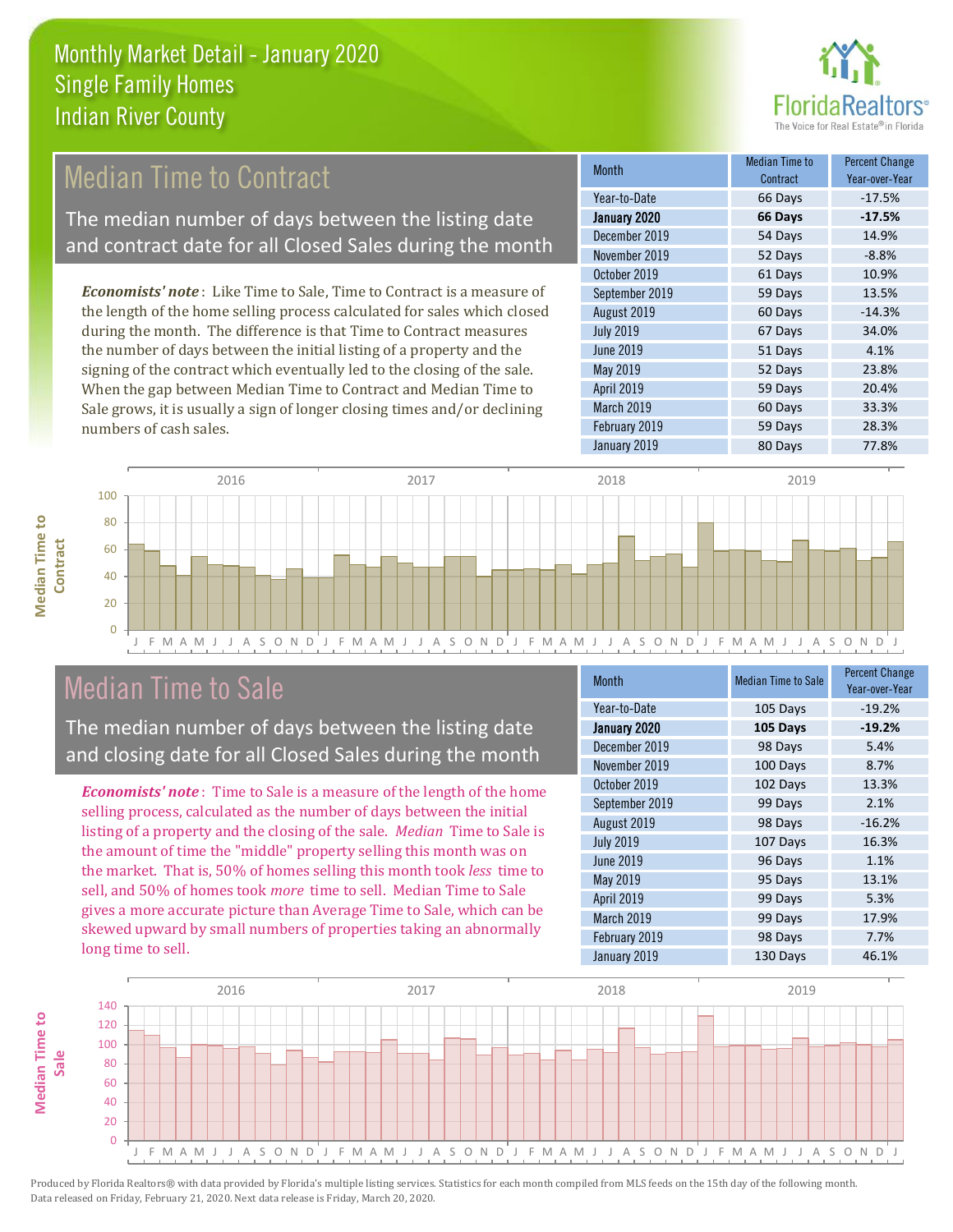# Monthly Market Detail - January 2020
## Single Family Homes
## Indian River County

## Median Time to Contract

The median number of days between the listing date and contract date for all Closed Sales during the month

*Economists' note*: Like Time to Sale, Time to Contract is a measure of the length of the home selling process calculated for sales which closed during the month. The difference is that Time to Contract measures the number of days between the initial listing of a property and the signing of the contract which eventually led to the closing of the sale. When the gap between Median Time to Contract and Median Time to Sale grows, it is usually a sign of longer closing times and/or declining numbers of cash sales.

| Month | Median Time to Contract | Percent Change Year-over-Year |
|---|---|---|
| Year-to-Date | 66 Days | -17.5% |
| **January 2020** | **66 Days** | **-17.5%** |
| December 2019 | 54 Days | 14.9% |
| November 2019 | 52 Days | -8.8% |
| October 2019 | 61 Days | 10.9% |
| September 2019 | 59 Days | 13.5% |
| August 2019 | 60 Days | -14.3% |
| July 2019 | 67 Days | 34.0% |
| June 2019 | 51 Days | 4.1% |
| May 2019 | 52 Days | 23.8% |
| April 2019 | 59 Days | 20.4% |
| March 2019 | 60 Days | 33.3% |
| February 2019 | 59 Days | 28.3% |
| January 2019 | 80 Days | 77.8% |

## Median Time to Sale

The median number of days between the listing date and closing date for all Closed Sales during the month

*Economists' note*: Time to Sale is a measure of the length of the home selling process, calculated as the number of days between the initial listing of a property and the closing of the sale. *Median* Time to Sale is the amount of time the "middle" property selling this month was on the market. That is, 50% of homes selling this month took *less* time to sell, and 50% of homes took *more* time to sell. Median Time to Sale gives a more accurate picture than Average Time to Sale, which can be skewed upward by small numbers of properties taking an abnormally long time to sell.

| Month | Median Time to Sale | Percent Change Year-over-Year |
|---|---|---|
| Year-to-Date | 105 Days | -19.2% |
| **January 2020** | **105 Days** | **-19.2%** |
| December 2019 | 98 Days | 5.4% |
| November 2019 | 100 Days | 8.7% |
| October 2019 | 102 Days | 13.3% |
| September 2019 | 99 Days | 2.1% |
| August 2019 | 98 Days | -16.2% |
| July 2019 | 107 Days | 16.3% |
| June 2019 | 96 Days | 1.1% |
| May 2019 | 95 Days | 13.1% |
| April 2019 | 99 Days | 5.3% |
| March 2019 | 99 Days | 17.9% |
| February 2019 | 98 Days | 7.7% |
| January 2019 | 130 Days | 46.1% |

Produced by Florida Realtors® with data provided by Florida's multiple listing services. Statistics for each month compiled from MLS feeds on the 15th day of the following month. Data released on Friday, February 21, 2020. Next data release is Friday, March 20, 2020.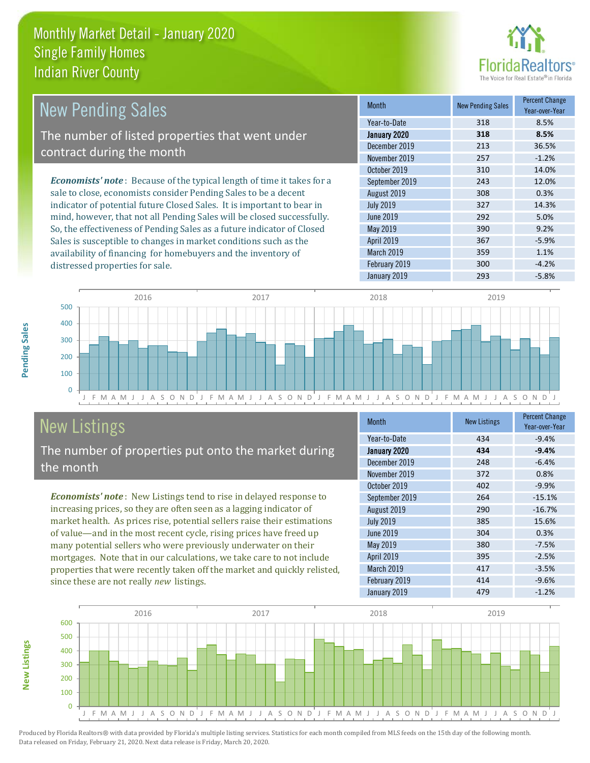# Monthly Market Detail - January 2020
## Single Family Homes
## Indian River County

## New Pending Sales

The number of listed properties that went under contract during the month

*Economists' note*: Because of the typical length of time it takes for a sale to close, economists consider Pending Sales to be a decent indicator of potential future Closed Sales. It is important to bear in mind, however, that not all Pending Sales will be closed successfully. So, the effectiveness of Pending Sales as a future indicator of Closed Sales is susceptible to changes in market conditions such as the availability of financing for homebuyers and the inventory of distressed properties for sale.

| Month | New Pending Sales | Percent Change Year-over-Year |
|---|---|---|
| Year-to-Date | 318 | 8.5% |
| **January 2020** | **318** | **8.5%** |
| December 2019 | 213 | 36.5% |
| November 2019 | 257 | -1.2% |
| October 2019 | 310 | 14.0% |
| September 2019 | 243 | 12.0% |
| August 2019 | 308 | 0.3% |
| July 2019 | 327 | 14.3% |
| June 2019 | 292 | 5.0% |
| May 2019 | 390 | 9.2% |
| April 2019 | 367 | -5.9% |
| March 2019 | 359 | 1.1% |
| February 2019 | 300 | -4.2% |
| January 2019 | 293 | -5.8% |

## New Listings

The number of properties put onto the market during the month

*Economists' note*: New Listings tend to rise in delayed response to increasing prices, so they are often seen as a lagging indicator of market health. As prices rise, potential sellers raise their estimations of value—and in the most recent cycle, rising prices have freed up many potential sellers who were previously underwater on their mortgages. Note that in our calculations, we take care to not include properties that were recently taken off the market and quickly relisted, since these are not really *new* listings.

| Month | New Listings | Percent Change Year-over-Year |
|---|---|---|
| Year-to-Date | 434 | -9.4% |
| **January 2020** | **434** | **-9.4%** |
| December 2019 | 248 | -6.4% |
| November 2019 | 372 | 0.8% |
| October 2019 | 402 | -9.9% |
| September 2019 | 264 | -15.1% |
| August 2019 | 290 | -16.7% |
| July 2019 | 385 | 15.6% |
| June 2019 | 304 | 0.3% |
| May 2019 | 380 | -7.5% |
| April 2019 | 395 | -2.5% |
| March 2019 | 417 | -3.5% |
| February 2019 | 414 | -9.6% |
| January 2019 | 479 | -1.2% |

Produced by Florida Realtors® with data provided by Florida's multiple listing services. Statistics for each month compiled from MLS feeds on the 15th day of the following month. Data released on Friday, February 21, 2020. Next data release is Friday, March 20, 2020.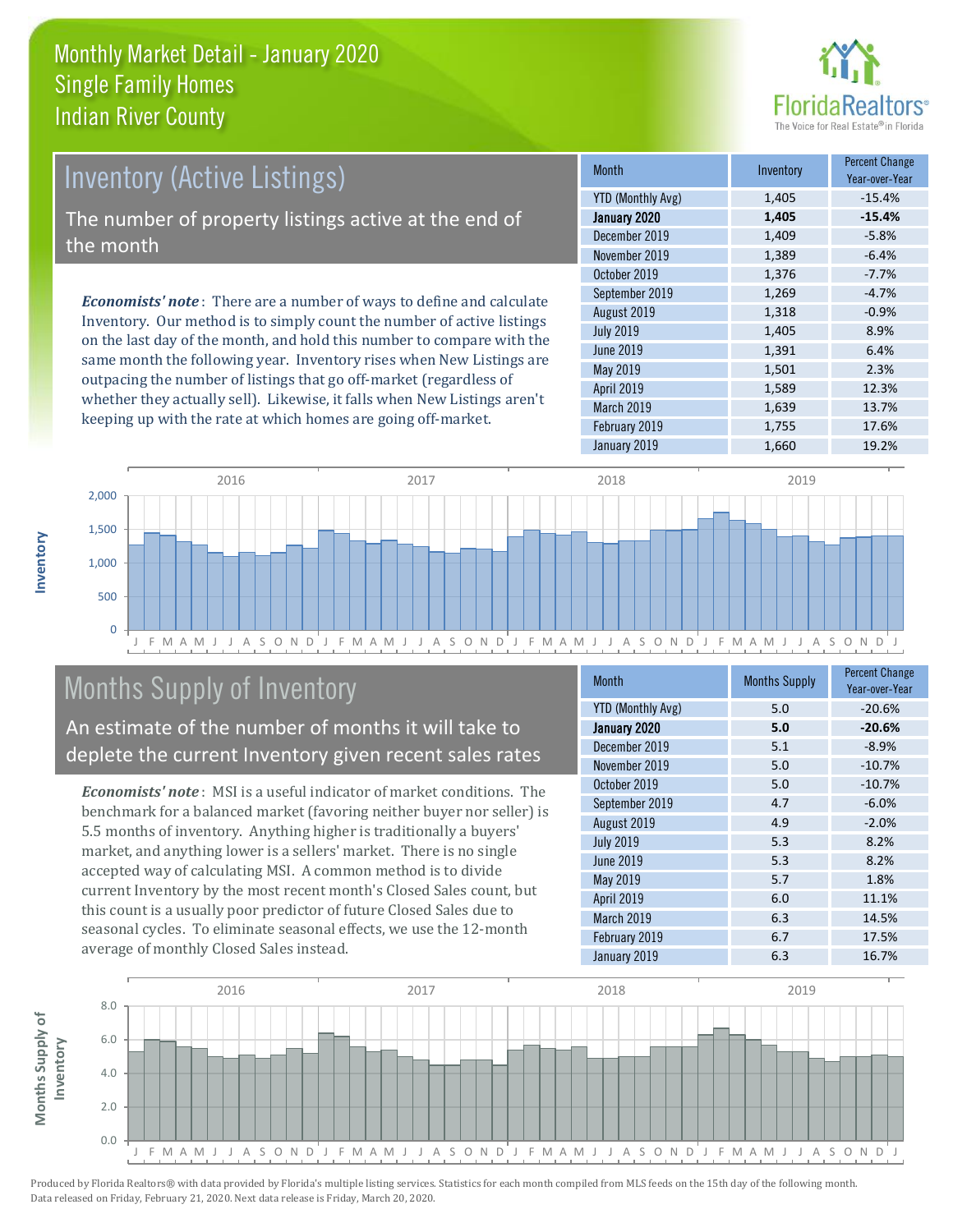# Monthly Market Detail - January 2020
## Single Family Homes
## Indian River County

## Inventory (Active Listings)

The number of property listings active at the end of the month

*Economists' note*: There are a number of ways to define and calculate Inventory. Our method is to simply count the number of active listings on the last day of the month, and hold this number to compare with the same month the following year. Inventory rises when New Listings are outpacing the number of listings that go off-market (regardless of whether they actually sell). Likewise, it falls when New Listings aren't keeping up with the rate at which homes are going off-market.

| Month | Inventory | Percent Change Year-over-Year |
|---|---|---|
| YTD (Monthly Avg) | 1,405 | -15.4% |
| **January 2020** | **1,405** | **-15.4%** |
| December 2019 | 1,409 | -5.8% |
| November 2019 | 1,389 | -6.4% |
| October 2019 | 1,376 | -7.7% |
| September 2019 | 1,269 | -4.7% |
| August 2019 | 1,318 | -0.9% |
| July 2019 | 1,405 | 8.9% |
| June 2019 | 1,391 | 6.4% |
| May 2019 | 1,501 | 2.3% |
| April 2019 | 1,589 | 12.3% |
| March 2019 | 1,639 | 13.7% |
| February 2019 | 1,755 | 17.6% |
| January 2019 | 1,660 | 19.2% |

## Months Supply of Inventory

An estimate of the number of months it will take to deplete the current Inventory given recent sales rates

*Economists' note*: MSI is a useful indicator of market conditions. The benchmark for a balanced market (favoring neither buyer nor seller) is 5.5 months of inventory. Anything higher is traditionally a buyers' market, and anything lower is a sellers' market. There is no single accepted way of calculating MSI. A common method is to divide current Inventory by the most recent month's Closed Sales count, but this count is a usually poor predictor of future Closed Sales due to seasonal cycles. To eliminate seasonal effects, we use the 12-month average of monthly Closed Sales instead.

| Month | Months Supply | Percent Change Year-over-Year |
|---|---|---|
| YTD (Monthly Avg) | 5.0 | -20.6% |
| **January 2020** | **5.0** | **-20.6%** |
| December 2019 | 5.1 | -8.9% |
| November 2019 | 5.0 | -10.7% |
| October 2019 | 5.0 | -10.7% |
| September 2019 | 4.7 | -6.0% |
| August 2019 | 4.9 | -2.0% |
| July 2019 | 5.3 | 8.2% |
| June 2019 | 5.3 | 8.2% |
| May 2019 | 5.7 | 1.8% |
| April 2019 | 6.0 | 11.1% |
| March 2019 | 6.3 | 14.5% |
| February 2019 | 6.7 | 17.5% |
| January 2019 | 6.3 | 16.7% |

Produced by Florida Realtors® with data provided by Florida's multiple listing services. Statistics for each month compiled from MLS feeds on the 15th day of the following month. Data released on Friday, February 21, 2020. Next data release is Friday, March 20, 2020.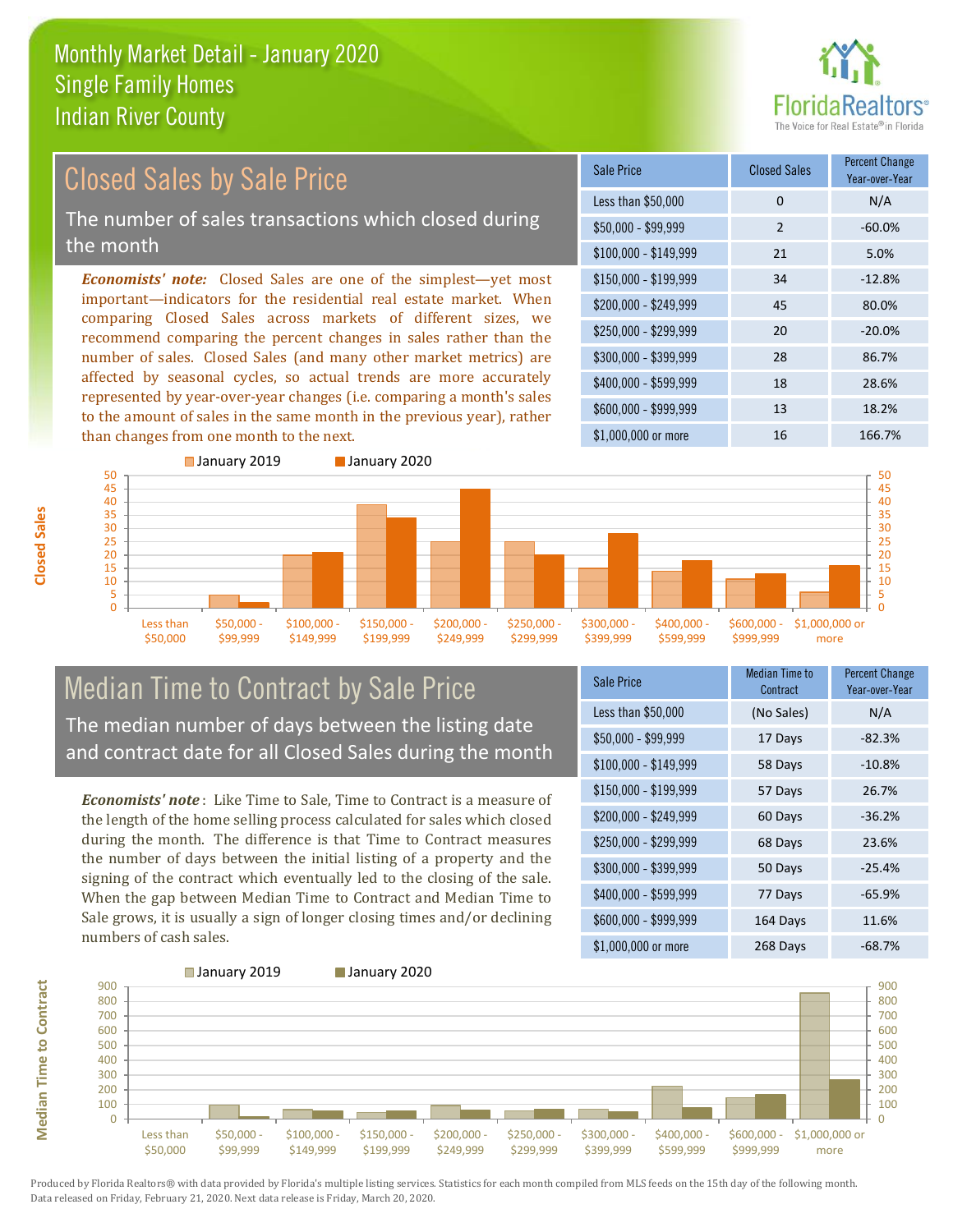# Monthly Market Detail - January 2020
## Single Family Homes
## Indian River County

## Closed Sales by Sale Price

The number of sales transactions which closed during the month

*Economists' note:* Closed Sales are one of the simplest—yet most important—indicators for the residential real estate market. When comparing Closed Sales across markets of different sizes, we recommend comparing the percent changes in sales rather than the number of sales. Closed Sales (and many other market metrics) are affected by seasonal cycles, so actual trends are more accurately represented by year-over-year changes (i.e. comparing a month's sales to the amount of sales in the same month in the previous year), rather than changes from one month to the next.

| Sale Price | Closed Sales | Percent Change Year-over-Year |
|---|---|---|
| Less than $50,000 | 0 | N/A |
| $50,000 - $99,999 | 2 | -60.0% |
| $100,000 - $149,999 | 21 | 5.0% |
| $150,000 - $199,999 | 34 | -12.8% |
| $200,000 - $249,999 | 45 | 80.0% |
| $250,000 - $299,999 | 20 | -20.0% |
| $300,000 - $399,999 | 28 | 86.7% |
| $400,000 - $599,999 | 18 | 28.6% |
| $600,000 - $999,999 | 13 | 18.2% |
| $1,000,000 or more | 16 | 166.7% |

## Median Time to Contract by Sale Price

The median number of days between the listing date and contract date for all Closed Sales during the month

*Economists' note*: Like Time to Sale, Time to Contract is a measure of the length of the home selling process calculated for sales which closed during the month. The difference is that Time to Contract measures the number of days between the initial listing of a property and the signing of the contract which eventually led to the closing of the sale. When the gap between Median Time to Contract and Median Time to Sale grows, it is usually a sign of longer closing times and/or declining numbers of cash sales.

| Sale Price | Median Time to Contract | Percent Change Year-over-Year |
|---|---|---|
| Less than $50,000 | (No Sales) | N/A |
| $50,000 - $99,999 | 17 Days | -82.3% |
| $100,000 - $149,999 | 58 Days | -10.8% |
| $150,000 - $199,999 | 57 Days | 26.7% |
| $200,000 - $249,999 | 60 Days | -36.2% |
| $250,000 - $299,999 | 68 Days | 23.6% |
| $300,000 - $399,999 | 50 Days | -25.4% |
| $400,000 - $599,999 | 77 Days | -65.9% |
| $600,000 - $999,999 | 164 Days | 11.6% |
| $1,000,000 or more | 268 Days | -68.7% |

Produced by Florida Realtors® with data provided by Florida's multiple listing services. Statistics for each month compiled from MLS feeds on the 15th day of the following month. Data released on Friday, February 21, 2020. Next data release is Friday, March 20, 2020.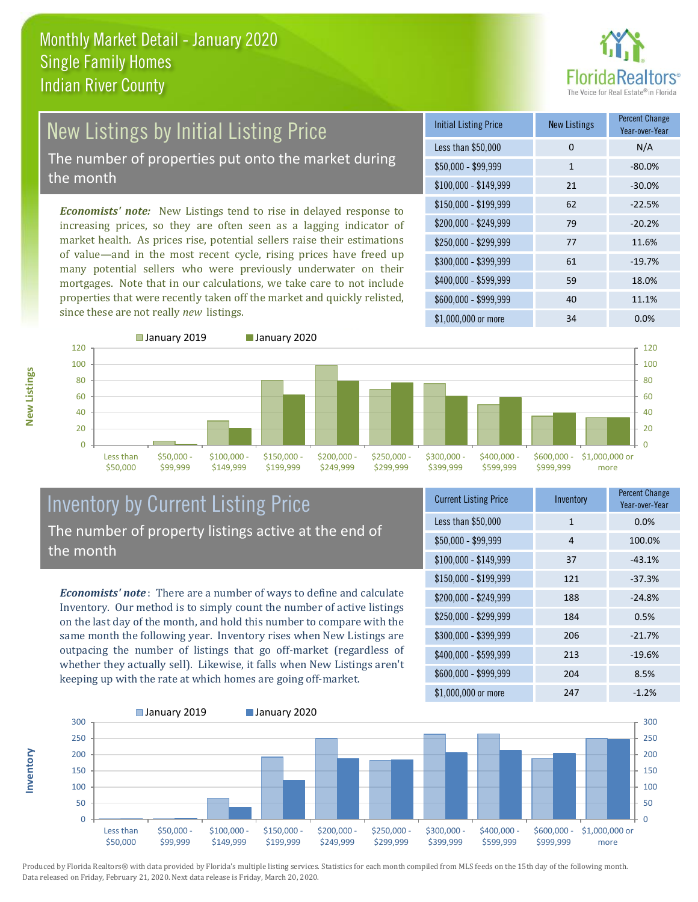# Monthly Market Detail - January 2020
## Single Family Homes
## Indian River County

## New Listings by Initial Listing Price

The number of properties put onto the market during the month

*Economists' note:* New Listings tend to rise in delayed response to increasing prices, so they are often seen as a lagging indicator of market health. As prices rise, potential sellers raise their estimations of value—and in the most recent cycle, rising prices have freed up many potential sellers who were previously underwater on their mortgages. Note that in our calculations, we take care to not include properties that were recently taken off the market and quickly relisted, since these are not really *new* listings.

| Initial Listing Price | New Listings | Percent Change Year-over-Year |
|---|---|---|
| Less than $50,000 | 0 | N/A |
| $50,000 - $99,999 | 1 | -80.0% |
| $100,000 - $149,999 | 21 | -30.0% |
| $150,000 - $199,999 | 62 | -22.5% |
| $200,000 - $249,999 | 79 | -20.2% |
| $250,000 - $299,999 | 77 | 11.6% |
| $300,000 - $399,999 | 61 | -19.7% |
| $400,000 - $599,999 | 59 | 18.0% |
| $600,000 - $999,999 | 40 | 11.1% |
| $1,000,000 or more | 34 | 0.0% |

## Inventory by Current Listing Price

The number of property listings active at the end of the month

*Economists' note*: There are a number of ways to define and calculate Inventory. Our method is to simply count the number of active listings on the last day of the month, and hold this number to compare with the same month the following year. Inventory rises when New Listings are outpacing the number of listings that go off-market (regardless of whether they actually sell). Likewise, it falls when New Listings aren't keeping up with the rate at which homes are going off-market.

| Current Listing Price | Inventory | Percent Change Year-over-Year |
|---|---|---|
| Less than $50,000 | 1 | 0.0% |
| $50,000 - $99,999 | 4 | 100.0% |
| $100,000 - $149,999 | 37 | -43.1% |
| $150,000 - $199,999 | 121 | -37.3% |
| $200,000 - $249,999 | 188 | -24.8% |
| $250,000 - $299,999 | 184 | 0.5% |
| $300,000 - $399,999 | 206 | -21.7% |
| $400,000 - $599,999 | 213 | -19.6% |
| $600,000 - $999,999 | 204 | 8.5% |
| $1,000,000 or more | 247 | -1.2% |

Produced by Florida Realtors® with data provided by Florida's multiple listing services. Statistics for each month compiled from MLS feeds on the 15th day of the following month. Data released on Friday, February 21, 2020. Next data release is Friday, March 20, 2020.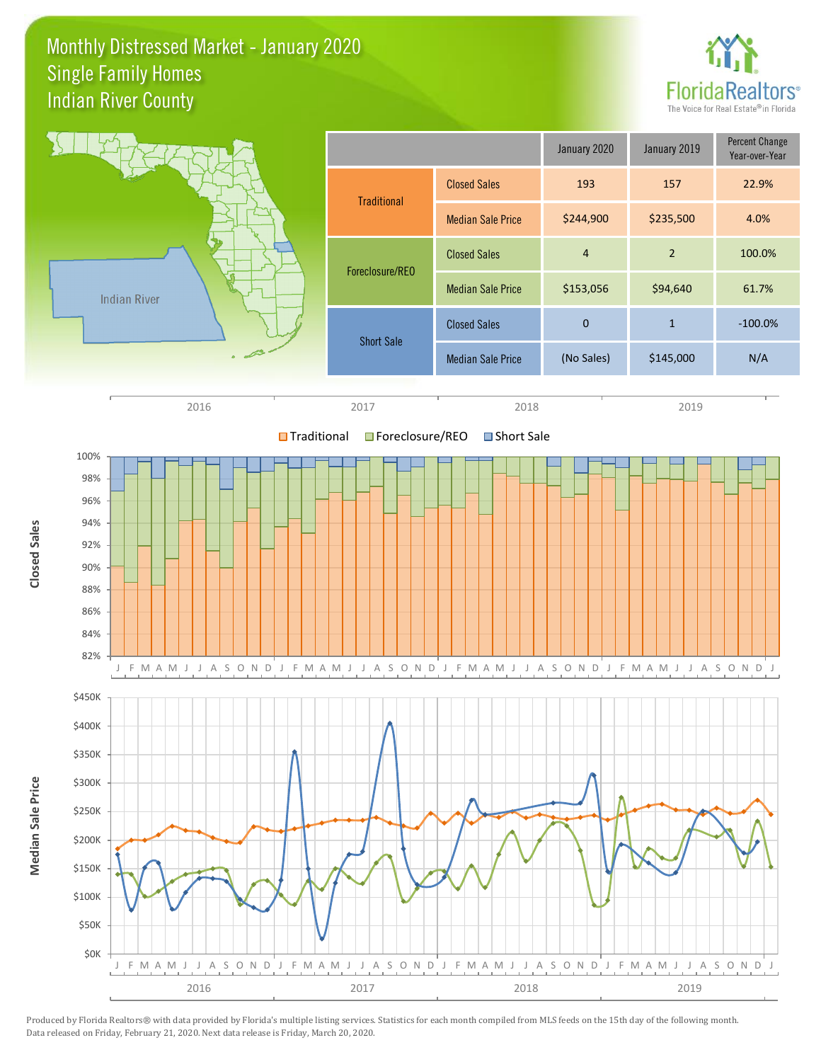# Monthly Distressed Market - January 2020
## Single Family Homes
## Indian River County

FloridaRealtors®
The Voice for Real Estate® in Florida

Indian River

| | | January 2020 | January 2019 | Percent Change Year-over-Year |
|---|---|---|---|---|
| Traditional | Closed Sales | 193 | 157 | 22.9% |
| | Median Sale Price | $244,900 | $235,500 | 4.0% |
| Foreclosure/REO | Closed Sales | 4 | 2 | 100.0% |
| | Median Sale Price | $153,056 | $94,640 | 61.7% |
| Short Sale | Closed Sales | 0 | 1 | -100.0% |
| | Median Sale Price | (No Sales) | $145,000 | N/A |

2016 2017 2018 2019

Traditional Foreclosure/REO Short Sale

Closed Sales

100% 98% 96% 94% 92% 90% 88% 86% 84% 82%

J F M A M J J A S O N D J F M A M J J A S O N D J F M A M J J A S O N D J F M A M J J A S O N D J

Median Sale Price

$450K $400K $350K $300K $250K $200K $150K $100K $50K $0K

J F M A M J J A S O N D J F M A M J J A S O N D J F M A M J J A S O N D J F M A M J J A S O N D J

2016 2017 2018 2019

Produced by Florida Realtors® with data provided by Florida's multiple listing services. Statistics for each month compiled from MLS feeds on the 15th day of the following month. Data released on Friday, February 21, 2020. Next data release is Friday, March 20, 2020.